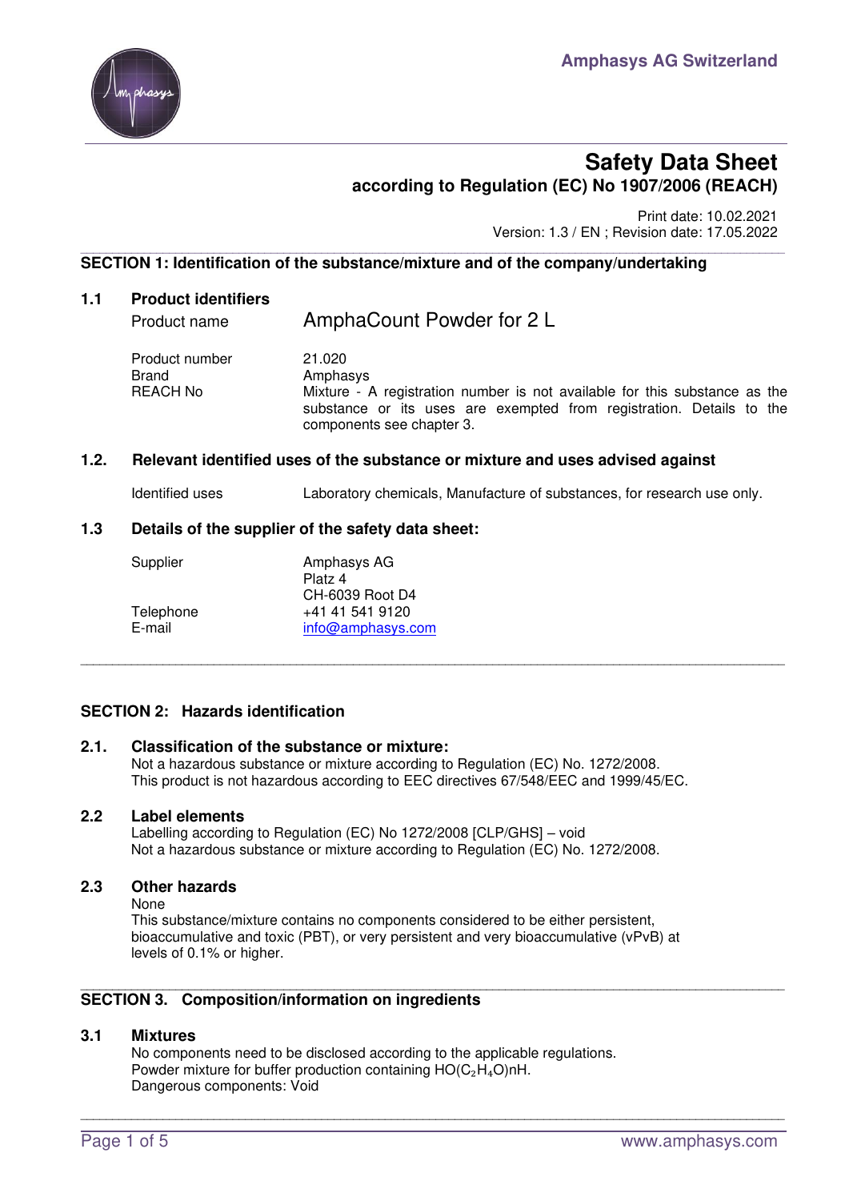Amphasys AG Switzerland

# Safety Data Sheet

**according to Regulation (EC) No 1907/2006 (REACH)**

Print date: 10.02.2021
Version: 1.3 / EN ; Revision date: 17.05.2022

## SECTION 1: Identification of the substance/mixture and of the company/undertaking

### 1.1 Product identifiers

| | |
|---|---|
| Product name | AmphaCount Powder for 2 L |
| Product number | 21.020 |
| Brand | Amphasys |
| REACH No | Mixture - A registration number is not available for this substance as the substance or its uses are exempted from registration. Details to the components see chapter 3. |

### 1.2. Relevant identified uses of the substance or mixture and uses advised against

| | |
|---|---|
| Identified uses | Laboratory chemicals, Manufacture of substances, for research use only. |

### 1.3 Details of the supplier of the safety data sheet:

| | |
|---|---|
| Supplier | Amphasys AG<br>Platz 4<br>CH-6039 Root D4 |
| Telephone | +41 41 541 9120 |
| E-mail | info@amphasys.com |

## SECTION 2: Hazards identification

### 2.1. Classification of the substance or mixture:

Not a hazardous substance or mixture according to Regulation (EC) No. 1272/2008.
This product is not hazardous according to EEC directives 67/548/EEC and 1999/45/EC.

### 2.2 Label elements

Labelling according to Regulation (EC) No 1272/2008 [CLP/GHS] – void
Not a hazardous substance or mixture according to Regulation (EC) No. 1272/2008.

### 2.3 Other hazards

None
This substance/mixture contains no components considered to be either persistent, bioaccumulative and toxic (PBT), or very persistent and very bioaccumulative (vPvB) at levels of 0.1% or higher.

## SECTION 3. Composition/information on ingredients

### 3.1 Mixtures

No components need to be disclosed according to the applicable regulations.
Powder mixture for buffer production containing $HO(C_2H_4O)nH$.
Dangerous components: Void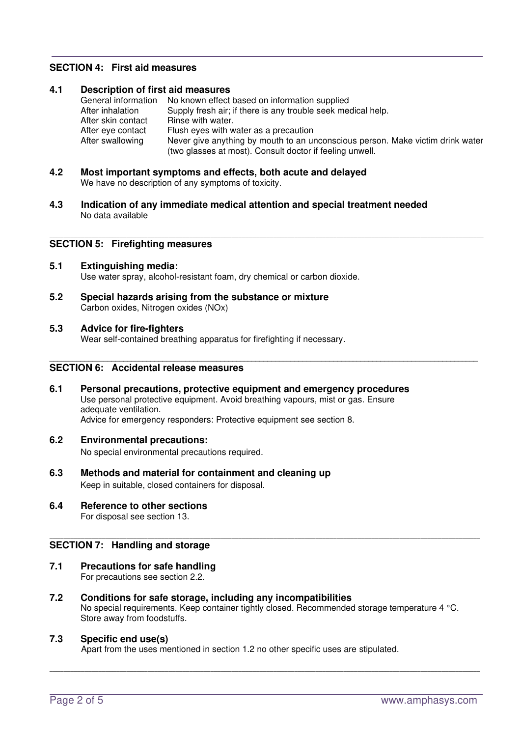## SECTION 4: First aid measures

### 4.1 Description of first aid measures

| | |
|---|---|
| General information | No known effect based on information supplied |
| After inhalation | Supply fresh air; if there is any trouble seek medical help. |
| After skin contact | Rinse with water. |
| After eye contact | Flush eyes with water as a precaution |
| After swallowing | Never give anything by mouth to an unconscious person. Make victim drink water (two glasses at most). Consult doctor if feeling unwell. |

### 4.2 Most important symptoms and effects, both acute and delayed

We have no description of any symptoms of toxicity.

### 4.3 Indication of any immediate medical attention and special treatment needed

No data available

## SECTION 5: Firefighting measures

### 5.1 Extinguishing media:

Use water spray, alcohol-resistant foam, dry chemical or carbon dioxide.

### 5.2 Special hazards arising from the substance or mixture

Carbon oxides, Nitrogen oxides (NOx)

### 5.3 Advice for fire-fighters

Wear self-contained breathing apparatus for firefighting if necessary.

## SECTION 6: Accidental release measures

### 6.1 Personal precautions, protective equipment and emergency procedures

Use personal protective equipment. Avoid breathing vapours, mist or gas. Ensure adequate ventilation.
Advice for emergency responders: Protective equipment see section 8.

### 6.2 Environmental precautions:

No special environmental precautions required.

### 6.3 Methods and material for containment and cleaning up

Keep in suitable, closed containers for disposal.

### 6.4 Reference to other sections

For disposal see section 13.

## SECTION 7: Handling and storage

### 7.1 Precautions for safe handling

For precautions see section 2.2.

### 7.2 Conditions for safe storage, including any incompatibilities

No special requirements. Keep container tightly closed. Recommended storage temperature 4 °C. Store away from foodstuffs.

### 7.3 Specific end use(s)

Apart from the uses mentioned in section 1.2 no other specific uses are stipulated.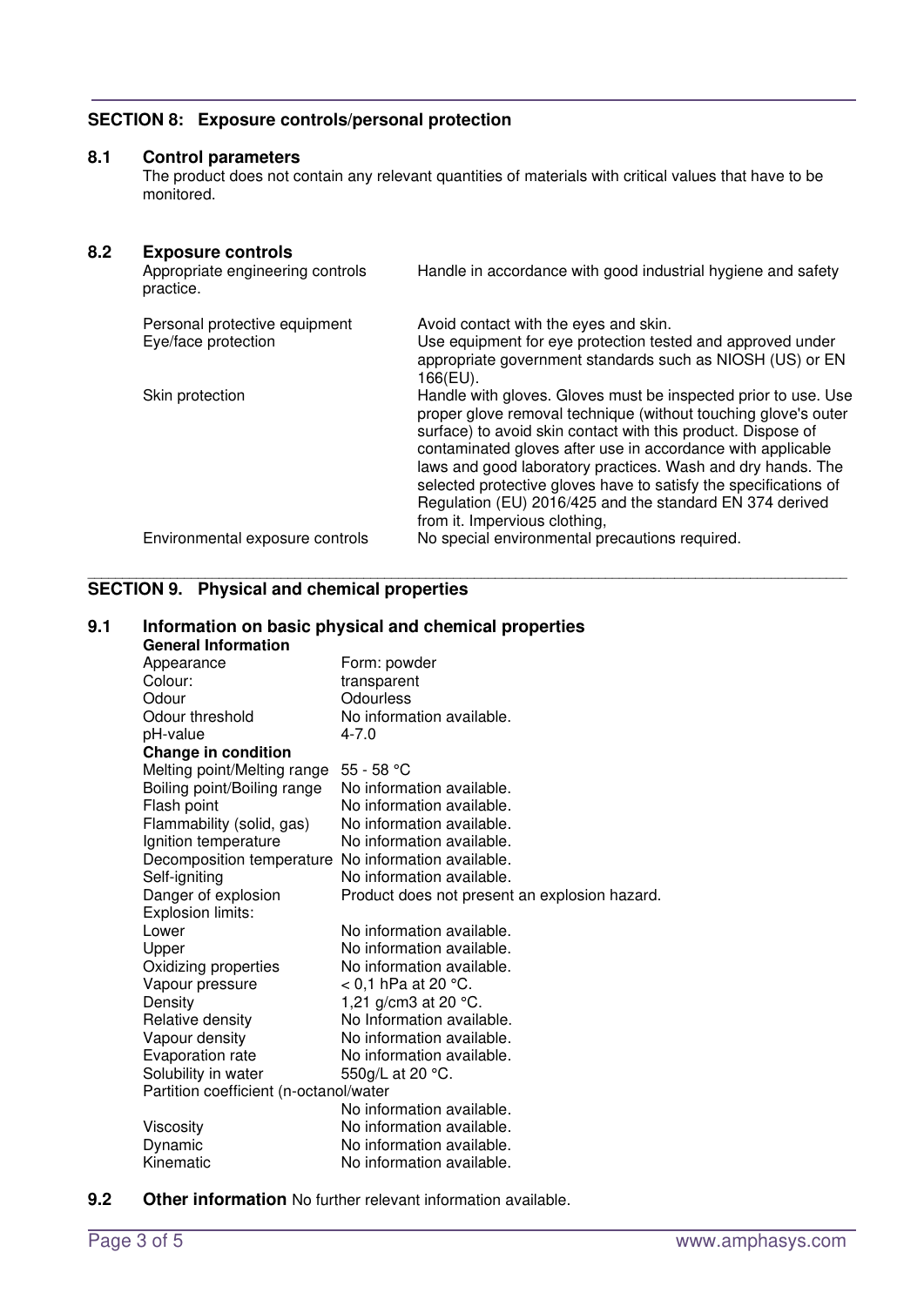## SECTION 8: Exposure controls/personal protection

### 8.1 Control parameters

The product does not contain any relevant quantities of materials with critical values that have to be monitored.

### 8.2 Exposure controls

| | |
|---|---|
| Appropriate engineering controls | Handle in accordance with good industrial hygiene and safety practice. |
| Personal protective equipment | Avoid contact with the eyes and skin. |
| Eye/face protection | Use equipment for eye protection tested and approved under appropriate government standards such as NIOSH (US) or EN 166(EU). |
| Skin protection | Handle with gloves. Gloves must be inspected prior to use. Use proper glove removal technique (without touching glove's outer surface) to avoid skin contact with this product. Dispose of contaminated gloves after use in accordance with applicable laws and good laboratory practices. Wash and dry hands. The selected protective gloves have to satisfy the specifications of Regulation (EU) 2016/425 and the standard EN 374 derived from it. Impervious clothing, |
| Environmental exposure controls | No special environmental precautions required. |

## SECTION 9. Physical and chemical properties

### 9.1 Information on basic physical and chemical properties

**General Information**

| | |
|---|---|
| Appearance | Form: powder |
| Colour: | transparent |
| Odour | Odourless |
| Odour threshold | No information available. |
| pH-value | 4-7.0 |
| **Change in condition** | |
| Melting point/Melting range | 55 - 58 °C |
| Boiling point/Boiling range | No information available. |
| Flash point | No information available. |
| Flammability (solid, gas) | No information available. |
| Ignition temperature | No information available. |
| Decomposition temperature | No information available. |
| Self-igniting | No information available. |
| Danger of explosion | Product does not present an explosion hazard. |
| Explosion limits: | |
| Lower | No information available. |
| Upper | No information available. |
| Oxidizing properties | No information available. |
| Vapour pressure | < 0,1 hPa at 20 °C. |
| Density | 1,21 g/cm3 at 20 °C. |
| Relative density | No Information available. |
| Vapour density | No information available. |
| Evaporation rate | No information available. |
| Solubility in water | 550g/L at 20 °C. |
| Partition coefficient (n-octanol/water | No information available. |
| Viscosity | No information available. |
| Dynamic | No information available. |
| Kinematic | No information available. |

### 9.2 Other information

No further relevant information available.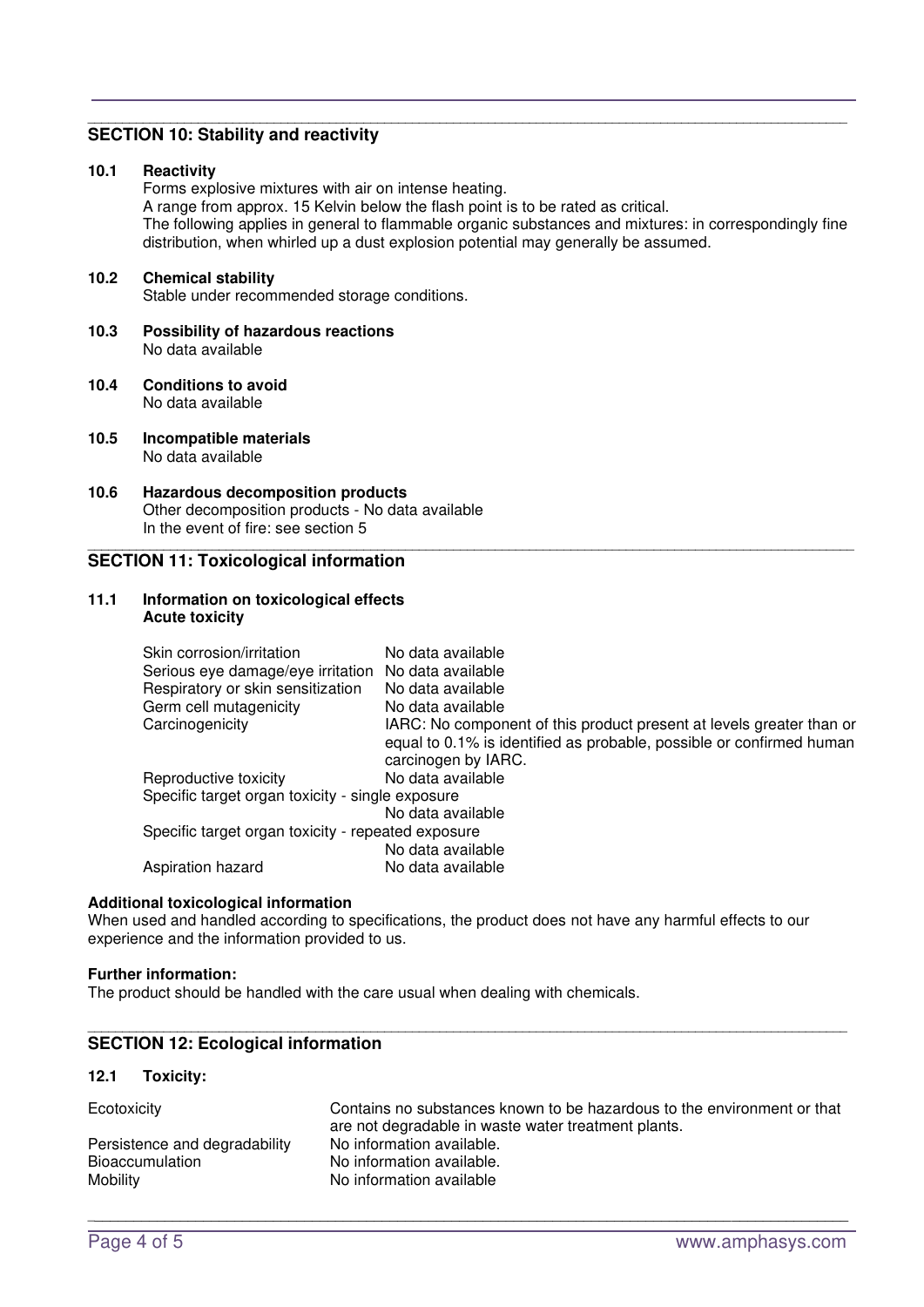## SECTION 10: Stability and reactivity

**10.1 Reactivity**

Forms explosive mixtures with air on intense heating.
A range from approx. 15 Kelvin below the flash point is to be rated as critical.
The following applies in general to flammable organic substances and mixtures: in correspondingly fine distribution, when whirled up a dust explosion potential may generally be assumed.

**10.2 Chemical stability**

Stable under recommended storage conditions.

**10.3 Possibility of hazardous reactions**

No data available

**10.4 Conditions to avoid**

No data available

**10.5 Incompatible materials**

No data available

**10.6 Hazardous decomposition products**

Other decomposition products - No data available
In the event of fire: see section 5

## SECTION 11: Toxicological information

**11.1 Information on toxicological effects**
**Acute toxicity**

| | |
|---|---|
| Skin corrosion/irritation | No data available |
| Serious eye damage/eye irritation | No data available |
| Respiratory or skin sensitization | No data available |
| Germ cell mutagenicity | No data available |
| Carcinogenicity | IARC: No component of this product present at levels greater than or equal to 0.1% is identified as probable, possible or confirmed human carcinogen by IARC. |
| Reproductive toxicity | No data available |
| Specific target organ toxicity - single exposure | No data available |
| Specific target organ toxicity - repeated exposure | No data available |
| Aspiration hazard | No data available |

**Additional toxicological information**

When used and handled according to specifications, the product does not have any harmful effects to our experience and the information provided to us.

**Further information:**

The product should be handled with the care usual when dealing with chemicals.

## SECTION 12: Ecological information

**12.1 Toxicity:**

| | |
|---|---|
| Ecotoxicity | Contains no substances known to be hazardous to the environment or that are not degradable in waste water treatment plants. |
| Persistence and degradability | No information available. |
| Bioaccumulation | No information available. |
| Mobility | No information available |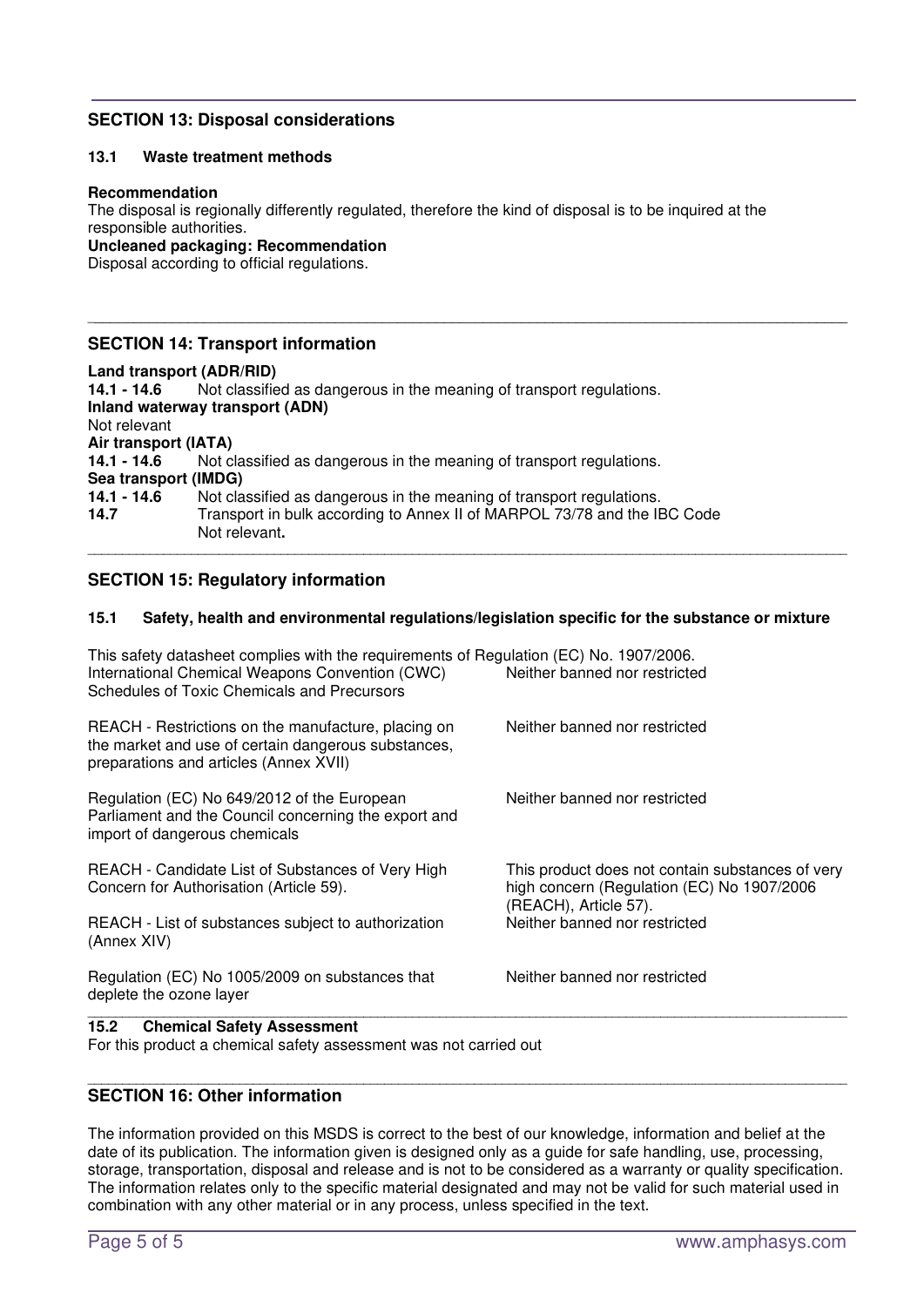## SECTION 13: Disposal considerations

### 13.1 Waste treatment methods

**Recommendation**
The disposal is regionally differently regulated, therefore the kind of disposal is to be inquired at the responsible authorities.
**Uncleaned packaging: Recommendation**
Disposal according to official regulations.

## SECTION 14: Transport information

**Land transport (ADR/RID)**
**14.1 - 14.6** Not classified as dangerous in the meaning of transport regulations.
**Inland waterway transport (ADN)**
Not relevant
**Air transport (IATA)**
**14.1 - 14.6** Not classified as dangerous in the meaning of transport regulations.
**Sea transport (IMDG)**
**14.1 - 14.6** Not classified as dangerous in the meaning of transport regulations.
**14.7** Transport in bulk according to Annex II of MARPOL 73/78 and the IBC Code
Not relevant**.**

## SECTION 15: Regulatory information

### 15.1 Safety, health and environmental regulations/legislation specific for the substance or mixture

This safety datasheet complies with the requirements of Regulation (EC) No. 1907/2006.

| | |
|---|---|
| International Chemical Weapons Convention (CWC) Schedules of Toxic Chemicals and Precursors | Neither banned nor restricted |
| REACH - Restrictions on the manufacture, placing on the market and use of certain dangerous substances, preparations and articles (Annex XVII) | Neither banned nor restricted |
| Regulation (EC) No 649/2012 of the European Parliament and the Council concerning the export and import of dangerous chemicals | Neither banned nor restricted |
| REACH - Candidate List of Substances of Very High Concern for Authorisation (Article 59). | This product does not contain substances of very high concern (Regulation (EC) No 1907/2006 (REACH), Article 57). |
| REACH - List of substances subject to authorization (Annex XIV) | Neither banned nor restricted |
| Regulation (EC) No 1005/2009 on substances that deplete the ozone layer | Neither banned nor restricted |

### 15.2 Chemical Safety Assessment

For this product a chemical safety assessment was not carried out

## SECTION 16: Other information

The information provided on this MSDS is correct to the best of our knowledge, information and belief at the date of its publication. The information given is designed only as a guide for safe handling, use, processing, storage, transportation, disposal and release and is not to be considered as a warranty or quality specification. The information relates only to the specific material designated and may not be valid for such material used in combination with any other material or in any process, unless specified in the text.